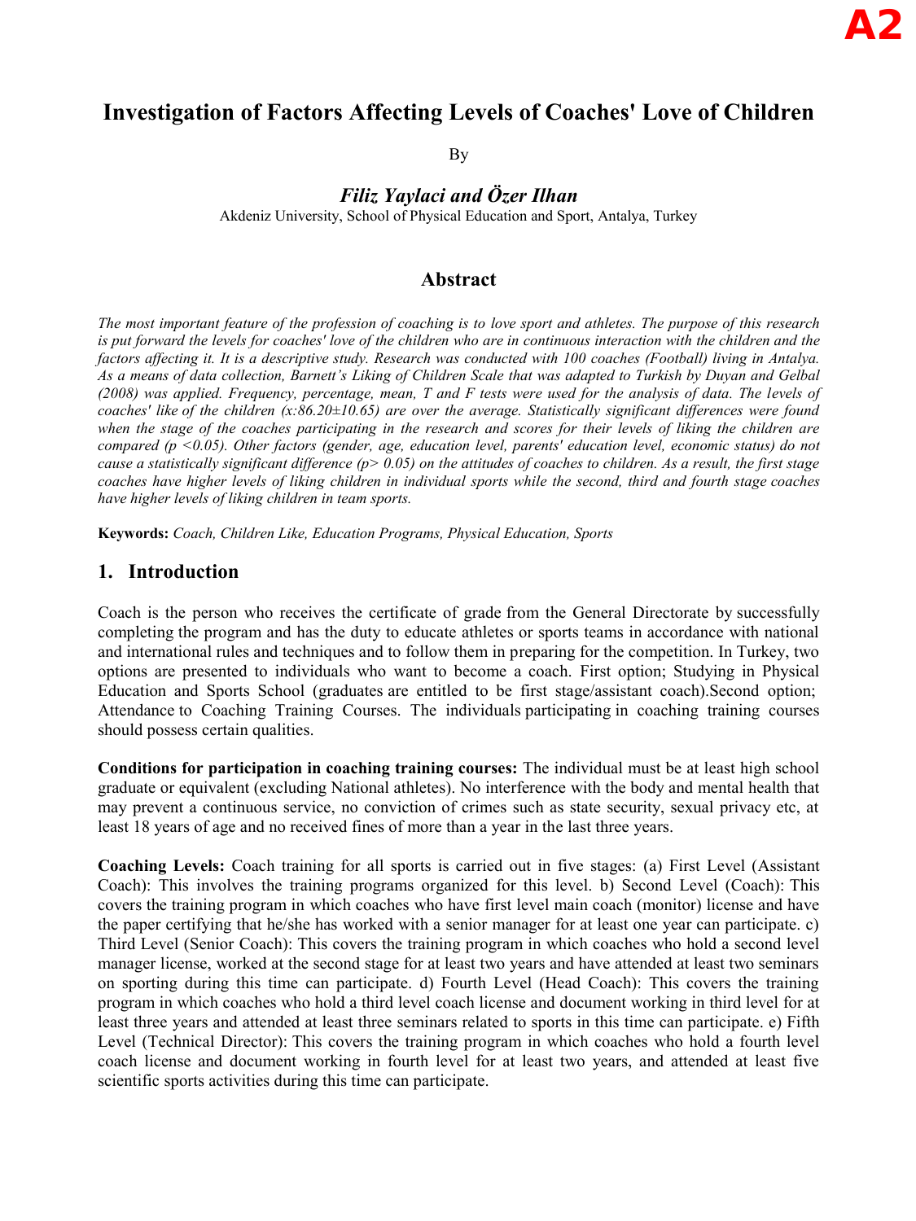# Investigation of Factors Affecting Levels of Coaches' Love of Children

By

## *Filiz Yaylaci and Özer Ilhan*

Akdeniz University, School of Physical Education and Sport, Antalya, Turkey

## Abstract

*The most important feature of the profession of coaching is to love sport and athletes. The purpose of this research is put forward the levels for coaches' love of the children who are in continuous interaction with the children and the factors affecting it. It is a descriptive study. Research was conducted with 100 coaches (Football) living in Antalya. As a means of data collection, Barnett's Liking of Children Scale that was adapted to Turkish by Duyan and Gelbal (2008) was applied. Frequency, percentage, mean, T and F tests were used for the analysis of data. The levels of coaches' like of the children ($x$:86.20±10.65) are over the average. Statistically significant differences were found when the stage of the coaches participating in the research and scores for their levels of liking the children are compared ($p < 0.05$). Other factors (gender, age, education level, parents' education level, economic status) do not cause a statistically significant difference ($p > 0.05$) on the attitudes of coaches to children. As a result, the first stage coaches have higher levels of liking children in individual sports while the second, third and fourth stage coaches have higher levels of liking children in team sports.*

**Keywords:** *Coach, Children Like, Education Programs, Physical Education, Sports*

## 1. Introduction

Coach is the person who receives the certificate of grade from the General Directorate by successfully completing the program and has the duty to educate athletes or sports teams in accordance with national and international rules and techniques and to follow them in preparing for the competition. In Turkey, two options are presented to individuals who want to become a coach. First option; Studying in Physical Education and Sports School (graduates are entitled to be first stage/assistant coach).Second option; Attendance to Coaching Training Courses. The individuals participating in coaching training courses should possess certain qualities.

**Conditions for participation in coaching training courses:** The individual must be at least high school graduate or equivalent (excluding National athletes). No interference with the body and mental health that may prevent a continuous service, no conviction of crimes such as state security, sexual privacy etc, at least 18 years of age and no received fines of more than a year in the last three years.

**Coaching Levels:** Coach training for all sports is carried out in five stages: (a) First Level (Assistant Coach): This involves the training programs organized for this level. b) Second Level (Coach): This covers the training program in which coaches who have first level main coach (monitor) license and have the paper certifying that he/she has worked with a senior manager for at least one year can participate. c) Third Level (Senior Coach): This covers the training program in which coaches who hold a second level manager license, worked at the second stage for at least two years and have attended at least two seminars on sporting during this time can participate. d) Fourth Level (Head Coach): This covers the training program in which coaches who hold a third level coach license and document working in third level for at least three years and attended at least three seminars related to sports in this time can participate. e) Fifth Level (Technical Director): This covers the training program in which coaches who hold a fourth level coach license and document working in fourth level for at least two years, and attended at least five scientific sports activities during this time can participate.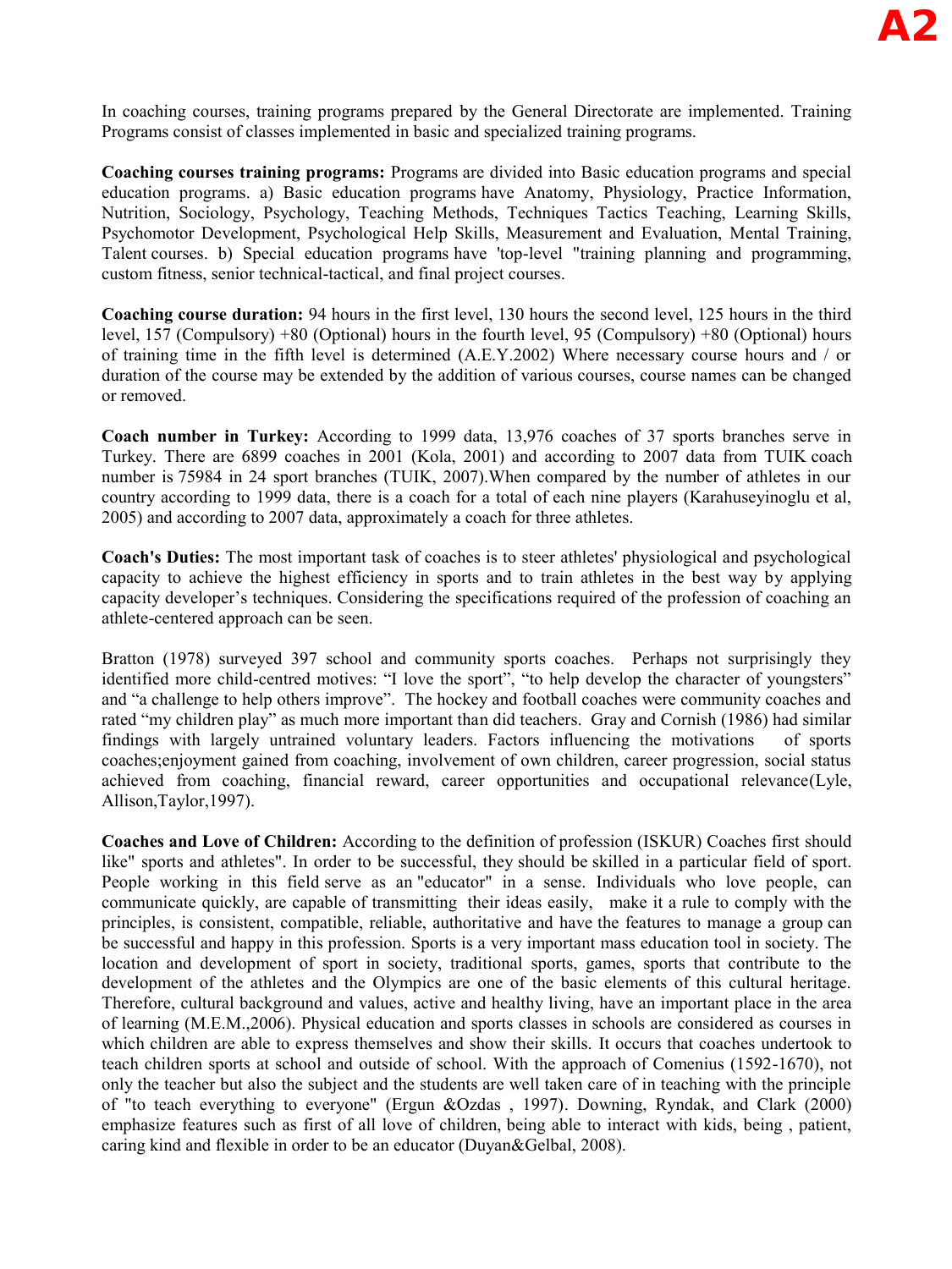In coaching courses, training programs prepared by the General Directorate are implemented. Training Programs consist of classes implemented in basic and specialized training programs.

**Coaching courses training programs:** Programs are divided into Basic education programs and special education programs. a) Basic education programs have Anatomy, Physiology, Practice Information, Nutrition, Sociology, Psychology, Teaching Methods, Techniques Tactics Teaching, Learning Skills, Psychomotor Development, Psychological Help Skills, Measurement and Evaluation, Mental Training, Talent courses. b) Special education programs have 'top-level "training planning and programming, custom fitness, senior technical-tactical, and final project courses.

**Coaching course duration:** 94 hours in the first level, 130 hours the second level, 125 hours in the third level, 157 (Compulsory) +80 (Optional) hours in the fourth level, 95 (Compulsory) +80 (Optional) hours of training time in the fifth level is determined (A.E.Y.2002) Where necessary course hours and / or duration of the course may be extended by the addition of various courses, course names can be changed or removed.

**Coach number in Turkey:** According to 1999 data, 13,976 coaches of 37 sports branches serve in Turkey. There are 6899 coaches in 2001 (Kola, 2001) and according to 2007 data from TUIK coach number is 75984 in 24 sport branches (TUIK, 2007).When compared by the number of athletes in our country according to 1999 data, there is a coach for a total of each nine players (Karahuseyinoglu et al, 2005) and according to 2007 data, approximately a coach for three athletes.

**Coach's Duties:** The most important task of coaches is to steer athletes' physiological and psychological capacity to achieve the highest efficiency in sports and to train athletes in the best way by applying capacity developer's techniques. Considering the specifications required of the profession of coaching an athlete-centered approach can be seen.

Bratton (1978) surveyed 397 school and community sports coaches. Perhaps not surprisingly they identified more child-centred motives: "I love the sport", "to help develop the character of youngsters" and "a challenge to help others improve". The hockey and football coaches were community coaches and rated "my children play" as much more important than did teachers. Gray and Cornish (1986) had similar findings with largely untrained voluntary leaders. Factors influencing the motivations of sports coaches;enjoyment gained from coaching, involvement of own children, career progression, social status achieved from coaching, financial reward, career opportunities and occupational relevance(Lyle, Allison,Taylor,1997).

**Coaches and Love of Children:** According to the definition of profession (ISKUR) Coaches first should like" sports and athletes". In order to be successful, they should be skilled in a particular field of sport. People working in this field serve as an "educator" in a sense. Individuals who love people, can communicate quickly, are capable of transmitting their ideas easily, make it a rule to comply with the principles, is consistent, compatible, reliable, authoritative and have the features to manage a group can be successful and happy in this profession. Sports is a very important mass education tool in society. The location and development of sport in society, traditional sports, games, sports that contribute to the development of the athletes and the Olympics are one of the basic elements of this cultural heritage. Therefore, cultural background and values, active and healthy living, have an important place in the area of learning (M.E.M.,2006). Physical education and sports classes in schools are considered as courses in which children are able to express themselves and show their skills. It occurs that coaches undertook to teach children sports at school and outside of school. With the approach of Comenius (1592-1670), not only the teacher but also the subject and the students are well taken care of in teaching with the principle of "to teach everything to everyone" (Ergun &Ozdas , 1997). Downing, Ryndak, and Clark (2000) emphasize features such as first of all love of children, being able to interact with kids, being , patient, caring kind and flexible in order to be an educator (Duyan&Gelbal, 2008).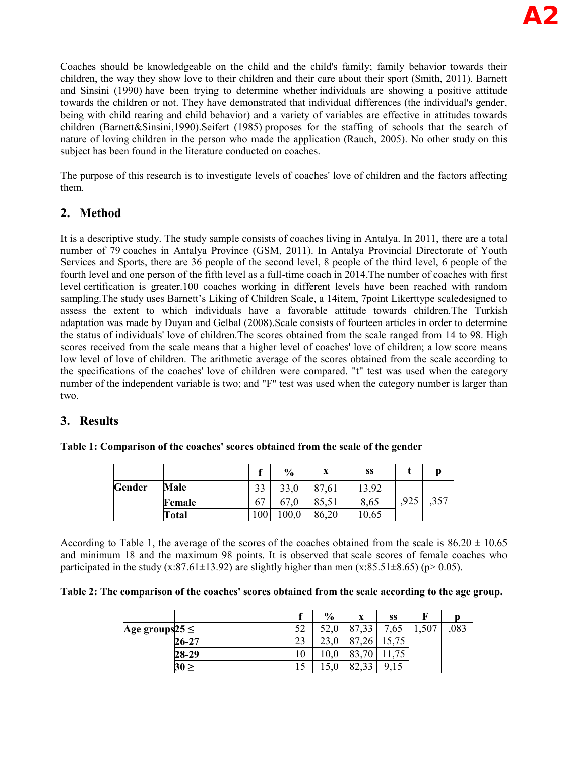Coaches should be knowledgeable on the child and the child's family; family behavior towards their children, the way they show love to their children and their care about their sport (Smith, 2011). Barnett and Sinsini (1990) have been trying to determine whether individuals are showing a positive attitude towards the children or not. They have demonstrated that individual differences (the individual's gender, being with child rearing and child behavior) and a variety of variables are effective in attitudes towards children (Barnett&Sinsini,1990).Seifert (1985) proposes for the staffing of schools that the search of nature of loving children in the person who made the application (Rauch, 2005). No other study on this subject has been found in the literature conducted on coaches.

The purpose of this research is to investigate levels of coaches' love of children and the factors affecting them.

## 2. Method

It is a descriptive study. The study sample consists of coaches living in Antalya. In 2011, there are a total number of 79 coaches in Antalya Province (GSM, 2011). In Antalya Provincial Directorate of Youth Services and Sports, there are 36 people of the second level, 8 people of the third level, 6 people of the fourth level and one person of the fifth level as a full-time coach in 2014.The number of coaches with first level certification is greater.100 coaches working in different levels have been reached with random sampling.The study uses Barnett's Liking of Children Scale, a 14item, 7point Likerttype scaledesigned to assess the extent to which individuals have a favorable attitude towards children.The Turkish adaptation was made by Duyan and Gelbal (2008).Scale consists of fourteen articles in order to determine the status of individuals' love of children.The scores obtained from the scale ranged from 14 to 98. High scores received from the scale means that a higher level of coaches' love of children; a low score means low level of love of children. The arithmetic average of the scores obtained from the scale according to the specifications of the coaches' love of children were compared. "t" test was used when the category number of the independent variable is two; and "F" test was used when the category number is larger than two.

## 3. Results

**Table 1: Comparison of the coaches' scores obtained from the scale of the gender**

| | | f | % | x | ss | t | p |
|---|---|---|---|---|---|---|---|
| **Gender** | **Male** | 33 | 33,0 | 87,61 | 13,92 | ,925 | ,357 |
| | **Female** | 67 | 67,0 | 85,51 | 8,65 | | |
| | **Total** | 100 | 100,0 | 86,20 | 10,65 | | |

According to Table 1, the average of the scores of the coaches obtained from the scale is 86.20 ± 10.65 and minimum 18 and the maximum 98 points. It is observed that scale scores of female coaches who participated in the study (x:87.61±13.92) are slightly higher than men (x:85.51±8.65) ($p > 0.05$).

**Table 2: The comparison of the coaches' scores obtained from the scale according to the age group.**

| | | f | % | x | ss | F | p |
|---|---|---|---|---|---|---|---|
| **Age groups** | **25 ≤** | 52 | 52,0 | 87,33 | 7,65 | 1,507 | ,083 |
| | **26-27** | 23 | 23,0 | 87,26 | 15,75 | | |
| | **28-29** | 10 | 10,0 | 83,70 | 11,75 | | |
| | **30 ≥** | 15 | 15,0 | 82,33 | 9,15 | | |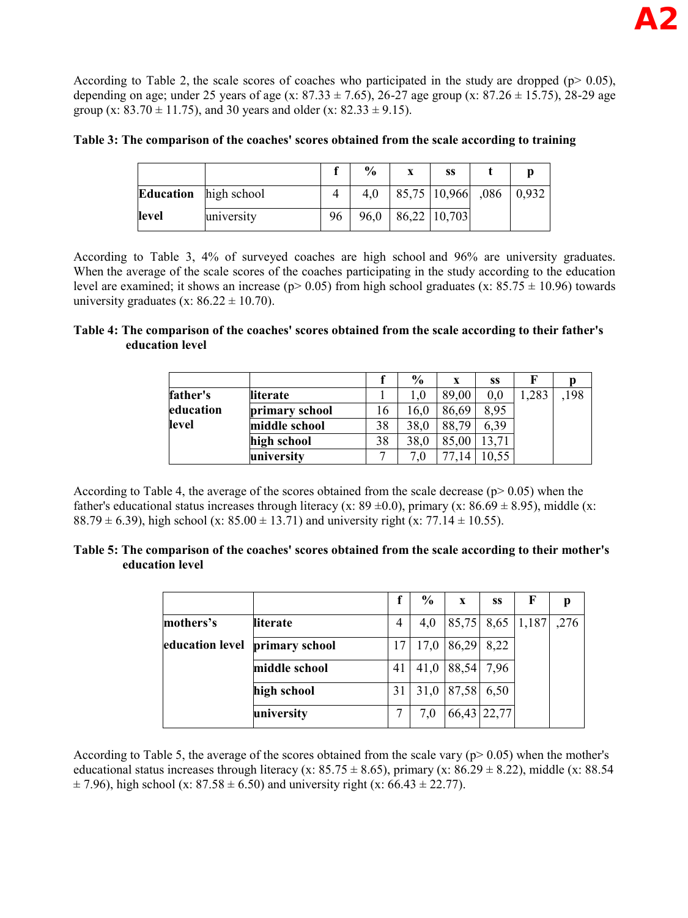According to Table 2, the scale scores of coaches who participated in the study are dropped ($p > 0.05$), depending on age; under 25 years of age (x: 87.33 ± 7.65), 26-27 age group (x: 87.26 ± 15.75), 28-29 age group (x: 83.70 ± 11.75), and 30 years and older (x: 82.33 ± 9.15).

**Table 3: The comparison of the coaches' scores obtained from the scale according to training**

| | | f | % | x | ss | t | p |
|---|---|---|---|---|---|---|---|
| Education level | high school | 4 | 4,0 | 85,75 | 10,966 | ,086 | 0,932 |
| | university | 96 | 96,0 | 86,22 | 10,703 | | |

According to Table 3, 4% of surveyed coaches are high school and 96% are university graduates. When the average of the scale scores of the coaches participating in the study according to the education level are examined; it shows an increase ($p > 0.05$) from high school graduates (x: 85.75 ± 10.96) towards university graduates (x: 86.22 ± 10.70).

**Table 4: The comparison of the coaches' scores obtained from the scale according to their father's education level**

| | | f | % | x | ss | F | p |
|---|---|---|---|---|---|---|---|
| father's education level | literate | 1 | 1,0 | 89,00 | 0,0 | 1,283 | ,198 |
| | primary school | 16 | 16,0 | 86,69 | 8,95 | | |
| | middle school | 38 | 38,0 | 88,79 | 6,39 | | |
| | high school | 38 | 38,0 | 85,00 | 13,71 | | |
| | university | 7 | 7,0 | 77,14 | 10,55 | | |

According to Table 4, the average of the scores obtained from the scale decrease ($p > 0.05$) when the father's educational status increases through literacy (x: 89 ±0.0), primary (x: 86.69 ± 8.95), middle (x: 88.79 ± 6.39), high school (x: 85.00 ± 13.71) and university right (x: 77.14 ± 10.55).

**Table 5: The comparison of the coaches' scores obtained from the scale according to their mother's education level**

| | | f | % | x | ss | F | p |
|---|---|---|---|---|---|---|---|
| mothers's education level | literate | 4 | 4,0 | 85,75 | 8,65 | 1,187 | ,276 |
| | primary school | 17 | 17,0 | 86,29 | 8,22 | | |
| | middle school | 41 | 41,0 | 88,54 | 7,96 | | |
| | high school | 31 | 31,0 | 87,58 | 6,50 | | |
| | university | 7 | 7,0 | 66,43 | 22,77 | | |

According to Table 5, the average of the scores obtained from the scale vary ($p > 0.05$) when the mother's educational status increases through literacy (x: 85.75 ± 8.65), primary (x: 86.29 ± 8.22), middle (x: 88.54 ± 7.96), high school (x: 87.58 ± 6.50) and university right (x: 66.43 ± 22.77).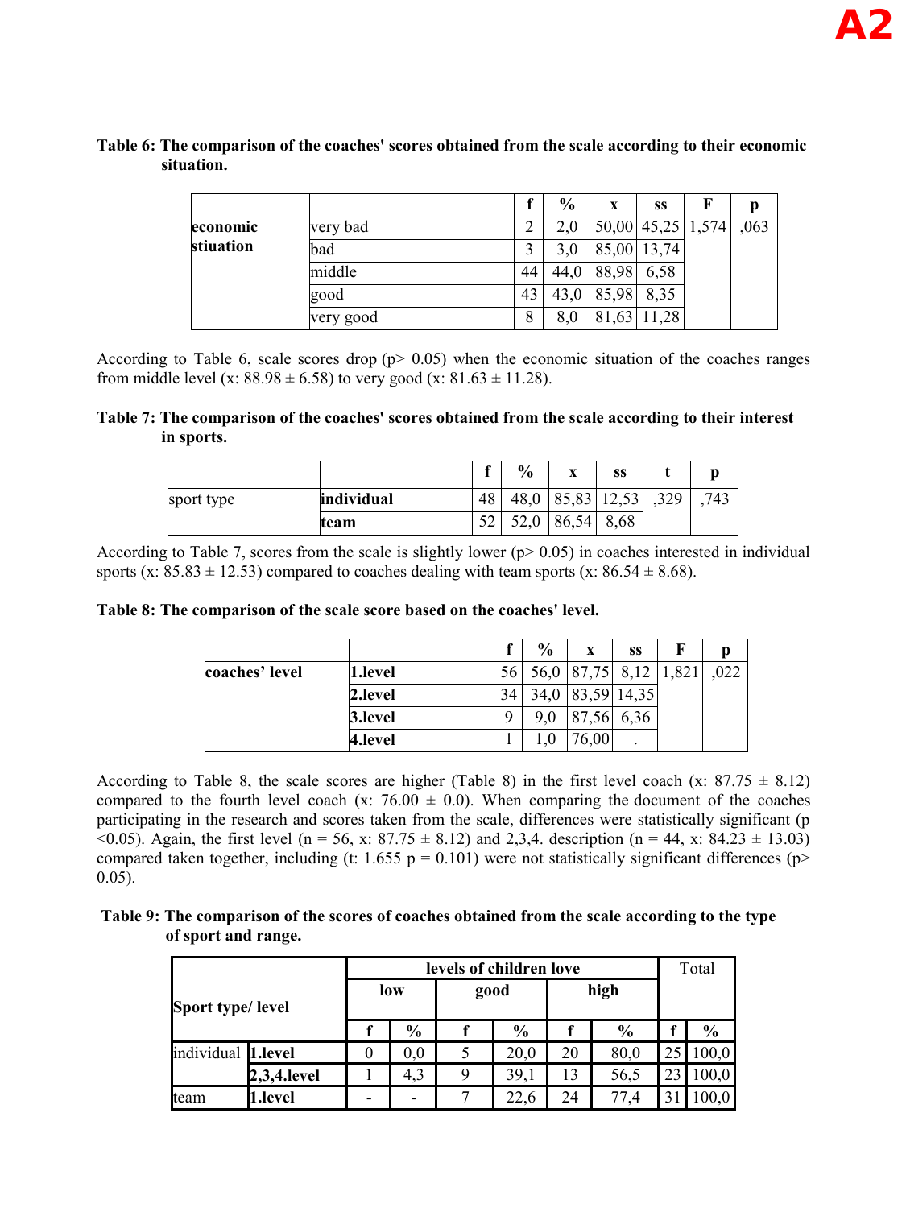**Table 6: The comparison of the coaches' scores obtained from the scale according to their economic situation.**

| | | f | % | x | ss | F | p |
|---|---|---|---|---|---|---|---|
| **economic stiuation** | very bad | 2 | 2,0 | 50,00 | 45,25 | 1,574 | ,063 |
| | bad | 3 | 3,0 | 85,00 | 13,74 | | |
| | middle | 44 | 44,0 | 88,98 | 6,58 | | |
| | good | 43 | 43,0 | 85,98 | 8,35 | | |
| | very good | 8 | 8,0 | 81,63 | 11,28 | | |

According to Table 6, scale scores drop ($p > 0.05$) when the economic situation of the coaches ranges from middle level (x: 88.98 ± 6.58) to very good (x: 81.63 ± 11.28).

**Table 7: The comparison of the coaches' scores obtained from the scale according to their interest in sports.**

| | | f | % | x | ss | t | p |
|---|---|---|---|---|---|---|---|
| sport type | **individual** | 48 | 48,0 | 85,83 | 12,53 | ,329 | ,743 |
| | **team** | 52 | 52,0 | 86,54 | 8,68 | | |

According to Table 7, scores from the scale is slightly lower ($p > 0.05$) in coaches interested in individual sports (x: 85.83 ± 12.53) compared to coaches dealing with team sports (x: 86.54 ± 8.68).

**Table 8: The comparison of the scale score based on the coaches' level.**

| | | f | % | x | ss | F | p |
|---|---|---|---|---|---|---|---|
| **coaches' level** | **1.level** | 56 | 56,0 | 87,75 | 8,12 | 1,821 | ,022 |
| | **2.level** | 34 | 34,0 | 83,59 | 14,35 | | |
| | **3.level** | 9 | 9,0 | 87,56 | 6,36 | | |
| | **4.level** | 1 | 1,0 | 76,00 | . | | |

According to Table 8, the scale scores are higher (Table 8) in the first level coach (x: 87.75 ± 8.12) compared to the fourth level coach (x: 76.00 ± 0.0). When comparing the document of the coaches participating in the research and scores taken from the scale, differences were statistically significant ($p < 0.05$). Again, the first level (n = 56, x: 87.75 ± 8.12) and 2,3,4. description (n = 44, x: 84.23 ± 13.03) compared taken together, including (t: 1.655 p = 0.101) were not statistically significant differences ($p > 0.05$).

**Table 9: The comparison of the scores of coaches obtained from the scale according to the type of sport and range.**

| **Sport type/ level** | | **levels of children love** | | | | | | Total | |
|---|---|---|---|---|---|---|---|---|---|
| | | **low** | | **good** | | **high** | | | |
| | | **f** | **%** | **f** | **%** | **f** | **%** | **f** | **%** |
| individual | **1.level** | 0 | 0,0 | 5 | 20,0 | 20 | 80,0 | 25 | 100,0 |
| | **2,3,4.level** | 1 | 4,3 | 9 | 39,1 | 13 | 56,5 | 23 | 100,0 |
| team | **1.level** | - | - | 7 | 22,6 | 24 | 77,4 | 31 | 100,0 |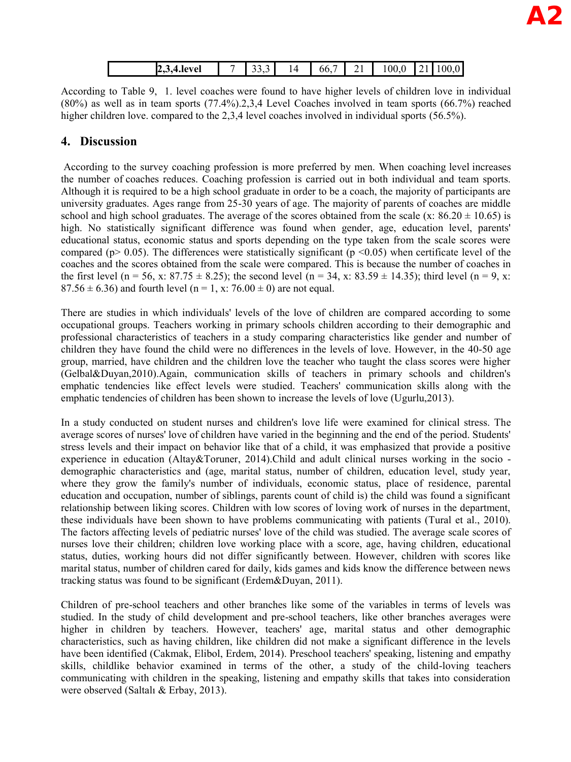| | 2,3,4.level | 7 | 33,3 | 14 | 66,7 | 21 | 100,0 | 21 | 100,0 |
|---|---|---|---|---|---|---|---|---|---|

According to Table 9, 1. level coaches were found to have higher levels of children love in individual (80%) as well as in team sports (77.4%).2,3,4 Level Coaches involved in team sports (66.7%) reached higher children love. compared to the 2,3,4 level coaches involved in individual sports (56.5%).

## 4. Discussion

According to the survey coaching profession is more preferred by men. When coaching level increases the number of coaches reduces. Coaching profession is carried out in both individual and team sports. Although it is required to be a high school graduate in order to be a coach, the majority of participants are university graduates. Ages range from 25-30 years of age. The majority of parents of coaches are middle school and high school graduates. The average of the scores obtained from the scale (x: 86.20 ± 10.65) is high. No statistically significant difference was found when gender, age, education level, parents' educational status, economic status and sports depending on the type taken from the scale scores were compared ($p > 0.05$). The differences were statistically significant ($p < 0.05$) when certificate level of the coaches and the scores obtained from the scale were compared. This is because the number of coaches in the first level (n = 56, x: 87.75 ± 8.25); the second level (n = 34, x: 83.59 ± 14.35); third level (n = 9, x: 87.56 ± 6.36) and fourth level (n = 1, x: 76.00 ± 0) are not equal.

There are studies in which individuals' levels of the love of children are compared according to some occupational groups. Teachers working in primary schools children according to their demographic and professional characteristics of teachers in a study comparing characteristics like gender and number of children they have found the child were no differences in the levels of love. However, in the 40-50 age group, married, have children and the children love the teacher who taught the class scores were higher (Gelbal&Duyan,2010).Again, communication skills of teachers in primary schools and children's emphatic tendencies like effect levels were studied. Teachers' communication skills along with the emphatic tendencies of children has been shown to increase the levels of love (Ugurlu,2013).

In a study conducted on student nurses and children's love life were examined for clinical stress. The average scores of nurses' love of children have varied in the beginning and the end of the period. Students' stress levels and their impact on behavior like that of a child, it was emphasized that provide a positive experience in education (Altay&Toruner, 2014).Child and adult clinical nurses working in the socio - demographic characteristics and (age, marital status, number of children, education level, study year, where they grow the family's number of individuals, economic status, place of residence, parental education and occupation, number of siblings, parents count of child is) the child was found a significant relationship between liking scores. Children with low scores of loving work of nurses in the department, these individuals have been shown to have problems communicating with patients (Tural et al., 2010). The factors affecting levels of pediatric nurses' love of the child was studied. The average scale scores of nurses love their children; children love working place with a score, age, having children, educational status, duties, working hours did not differ significantly between. However, children with scores like marital status, number of children cared for daily, kids games and kids know the difference between news tracking status was found to be significant (Erdem&Duyan, 2011).

Children of pre-school teachers and other branches like some of the variables in terms of levels was studied. In the study of child development and pre-school teachers, like other branches averages were higher in children by teachers. However, teachers' age, marital status and other demographic characteristics, such as having children, like children did not make a significant difference in the levels have been identified (Cakmak, Elibol, Erdem, 2014). Preschool teachers' speaking, listening and empathy skills, childlike behavior examined in terms of the other, a study of the child-loving teachers communicating with children in the speaking, listening and empathy skills that takes into consideration were observed (Saltalı & Erbay, 2013).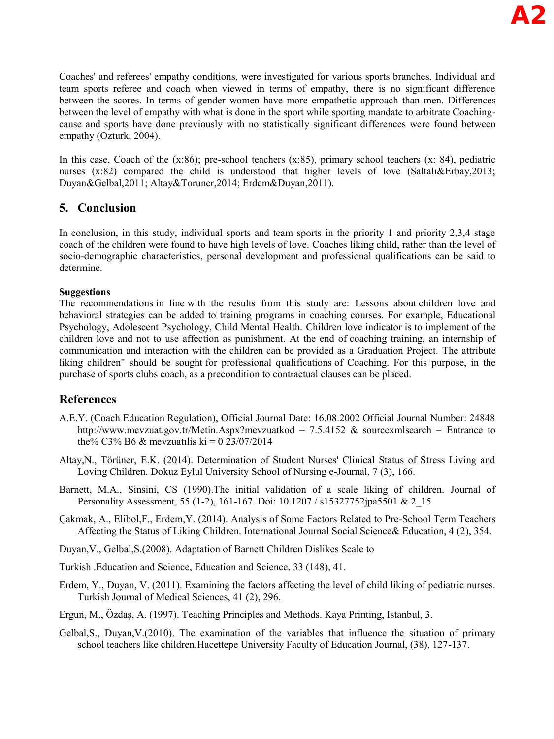Coaches' and referees' empathy conditions, were investigated for various sports branches. Individual and team sports referee and coach when viewed in terms of empathy, there is no significant difference between the scores. In terms of gender women have more empathetic approach than men. Differences between the level of empathy with what is done in the sport while sporting mandate to arbitrate Coaching-cause and sports have done previously with no statistically significant differences were found between empathy (Ozturk, 2004).

In this case, Coach of the (x:86); pre-school teachers (x:85), primary school teachers (x: 84), pediatric nurses (x:82) compared the child is understood that higher levels of love (Saltalı&Erbay,2013; Duyan&Gelbal,2011; Altay&Toruner,2014; Erdem&Duyan,2011).

## 5. Conclusion

In conclusion, in this study, individual sports and team sports in the priority 1 and priority 2,3,4 stage coach of the children were found to have high levels of love. Coaches liking child, rather than the level of socio-demographic characteristics, personal development and professional qualifications can be said to determine.

**Suggestions**

The recommendations in line with the results from this study are: Lessons about children love and behavioral strategies can be added to training programs in coaching courses. For example, Educational Psychology, Adolescent Psychology, Child Mental Health. Children love indicator is to implement of the children love and not to use affection as punishment. At the end of coaching training, an internship of communication and interaction with the children can be provided as a Graduation Project. The attribute liking children" should be sought for professional qualifications of Coaching. For this purpose, in the purchase of sports clubs coach, as a precondition to contractual clauses can be placed.

## References

A.E.Y. (Coach Education Regulation), Official Journal Date: 16.08.2002 Official Journal Number: 24848 http://www.mevzuat.gov.tr/Metin.Aspx?mevzuatkod = 7.5.4152 & sourcexmlsearch = Entrance to the% C3% B6 & mevzuatılis ki = 0 23/07/2014

Altay,N., Törüner, E.K. (2014). Determination of Student Nurses' Clinical Status of Stress Living and Loving Children. Dokuz Eylul University School of Nursing e-Journal, 7 (3), 166.

Barnett, M.A., Sinsini, CS (1990).The initial validation of a scale liking of children. Journal of Personality Assessment, 55 (1-2), 161-167. Doi: 10.1207 / s15327752jpa5501 & 2_15

Çakmak, A., Elibol,F., Erdem,Y. (2014). Analysis of Some Factors Related to Pre-School Term Teachers Affecting the Status of Liking Children. International Journal Social Science& Education, 4 (2), 354.

Duyan,V., Gelbal,S.(2008). Adaptation of Barnett Children Dislikes Scale to

Turkish .Education and Science, Education and Science, 33 (148), 41.

Erdem, Y., Duyan, V. (2011). Examining the factors affecting the level of child liking of pediatric nurses. Turkish Journal of Medical Sciences, 41 (2), 296.

Ergun, M., Özdaş, A. (1997). Teaching Principles and Methods. Kaya Printing, Istanbul, 3.

Gelbal,S., Duyan,V.(2010). The examination of the variables that influence the situation of primary school teachers like children.Hacettepe University Faculty of Education Journal, (38), 127-137.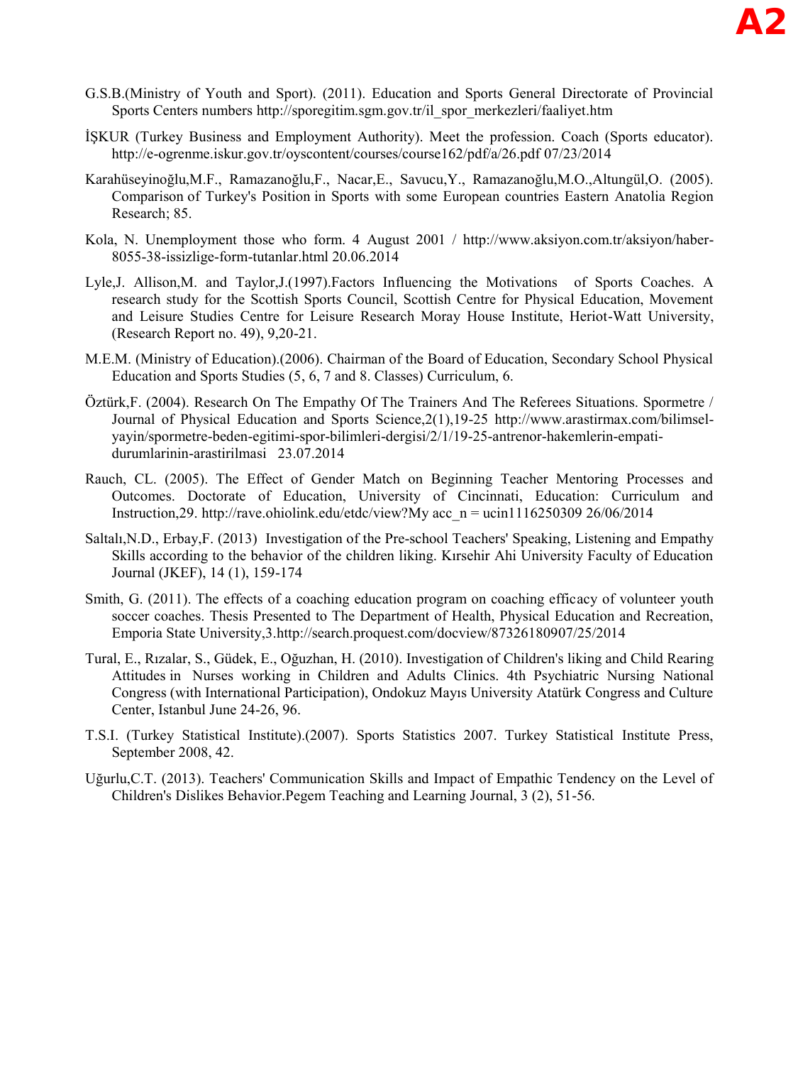G.S.B.(Ministry of Youth and Sport). (2011). Education and Sports General Directorate of Provincial Sports Centers numbers http://sporegitim.sgm.gov.tr/il_spor_merkezleri/faaliyet.htm

İŞKUR (Turkey Business and Employment Authority). Meet the profession. Coach (Sports educator). http://e-ogrenme.iskur.gov.tr/oyscontent/courses/course162/pdf/a/26.pdf 07/23/2014

Karahüseyinoğlu,M.F., Ramazanoğlu,F., Nacar,E., Savucu,Y., Ramazanoğlu,M.O.,Altungül,O. (2005). Comparison of Turkey's Position in Sports with some European countries Eastern Anatolia Region Research; 85.

Kola, N. Unemployment those who form. 4 August 2001 / http://www.aksiyon.com.tr/aksiyon/haber-8055-38-issizlige-form-tutanlar.html 20.06.2014

Lyle,J. Allison,M. and Taylor,J.(1997).Factors Influencing the Motivations of Sports Coaches. A research study for the Scottish Sports Council, Scottish Centre for Physical Education, Movement and Leisure Studies Centre for Leisure Research Moray House Institute, Heriot-Watt University, (Research Report no. 49), 9,20-21.

M.E.M. (Ministry of Education).(2006). Chairman of the Board of Education, Secondary School Physical Education and Sports Studies (5, 6, 7 and 8. Classes) Curriculum, 6.

Öztürk,F. (2004). Research On The Empathy Of The Trainers And The Referees Situations. Spormetre / Journal of Physical Education and Sports Science,2(1),19-25 http://www.arastirmax.com/bilimsel-yayin/spormetre-beden-egitimi-spor-bilimleri-dergisi/2/1/19-25-antrenor-hakemlerin-empati-durumlarinin-arastirilmasi 23.07.2014

Rauch, CL. (2005). The Effect of Gender Match on Beginning Teacher Mentoring Processes and Outcomes. Doctorate of Education, University of Cincinnati, Education: Curriculum and Instruction,29. http://rave.ohiolink.edu/etdc/view?My acc_n = ucin1116250309 26/06/2014

Saltalı,N.D., Erbay,F. (2013) Investigation of the Pre-school Teachers' Speaking, Listening and Empathy Skills according to the behavior of the children liking. Kırsehir Ahi University Faculty of Education Journal (JKEF), 14 (1), 159-174

Smith, G. (2011). The effects of a coaching education program on coaching efficacy of volunteer youth soccer coaches. Thesis Presented to The Department of Health, Physical Education and Recreation, Emporia State University,3.http://search.proquest.com/docview/87326180907/25/2014

Tural, E., Rızalar, S., Güdek, E., Oğuzhan, H. (2010). Investigation of Children's liking and Child Rearing Attitudes in Nurses working in Children and Adults Clinics. 4th Psychiatric Nursing National Congress (with International Participation), Ondokuz Mayıs University Atatürk Congress and Culture Center, Istanbul June 24-26, 96.

T.S.I. (Turkey Statistical Institute).(2007). Sports Statistics 2007. Turkey Statistical Institute Press, September 2008, 42.

Uğurlu,C.T. (2013). Teachers' Communication Skills and Impact of Empathic Tendency on the Level of Children's Dislikes Behavior.Pegem Teaching and Learning Journal, 3 (2), 51-56.